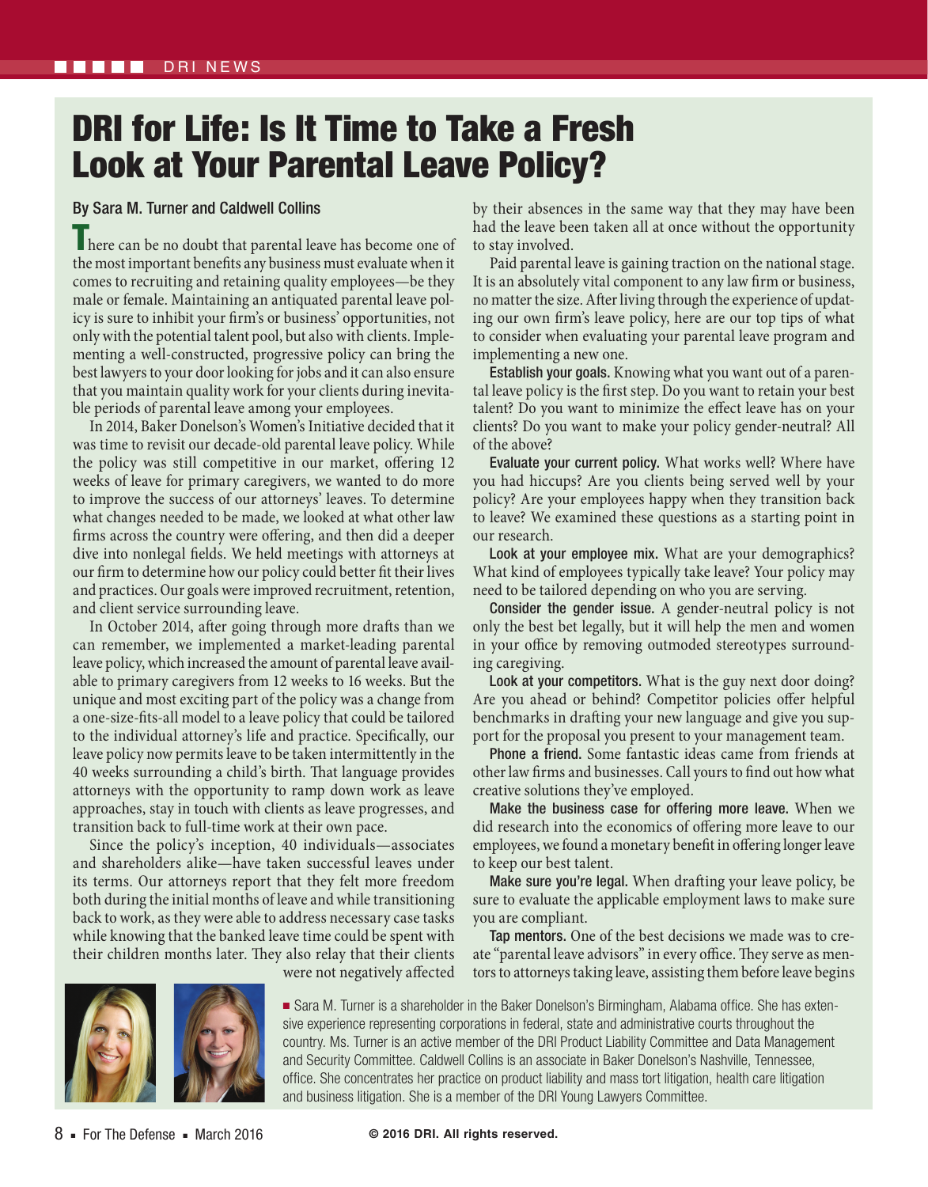# DRI for Life: Is It Time to Take a Fresh Look at Your Parental Leave Policy?

By Sara M. Turner and Caldwell Collins

There can be no doubt that parental leave has become one of the most important benefits any business must evaluate when it comes to recruiting and retaining quality employees—be they male or female. Maintaining an antiquated parental leave policy is sure to inhibit your firm's or business' opportunities, not only with the potential talent pool, but also with clients. Implementing a well-constructed, progressive policy can bring the best lawyers to your door looking for jobs and it can also ensure that you maintain quality work for your clients during inevitable periods of parental leave among your employees.

In 2014, Baker Donelson's Women's Initiative decided that it was time to revisit our decade-old parental leave policy. While the policy was still competitive in our market, offering 12 weeks of leave for primary caregivers, we wanted to do more to improve the success of our attorneys' leaves. To determine what changes needed to be made, we looked at what other law firms across the country were offering, and then did a deeper dive into nonlegal fields. We held meetings with attorneys at our firm to determine how our policy could better fit their lives and practices. Our goals were improved recruitment, retention, and client service surrounding leave.

In October 2014, after going through more drafts than we can remember, we implemented a market-leading parental leave policy, which increased the amount of parental leave available to primary caregivers from 12 weeks to 16 weeks. But the unique and most exciting part of the policy was a change from a one-size-fits-all model to a leave policy that could be tailored to the individual attorney's life and practice. Specifically, our leave policy now permits leave to be taken intermittently in the 40 weeks surrounding a child's birth. That language provides attorneys with the opportunity to ramp down work as leave approaches, stay in touch with clients as leave progresses, and transition back to full-time work at their own pace.

Since the policy's inception, 40 individuals—associates and shareholders alike—have taken successful leaves under its terms. Our attorneys report that they felt more freedom both during the initial months of leave and while transitioning back to work, as they were able to address necessary case tasks while knowing that the banked leave time could be spent with their children months later. They also relay that their clients were not negatively affected by their absences in the same way that they may have been had the leave been taken all at once without the opportunity to stay involved.

Paid parental leave is gaining traction on the national stage. It is an absolutely vital component to any law firm or business, no matter the size. After living through the experience of updating our own firm's leave policy, here are our top tips of what to consider when evaluating your parental leave program and implementing a new one.

**Establish your goals.** Knowing what you want out of a parental leave policy is the first step. Do you want to retain your best talent? Do you want to minimize the effect leave has on your clients? Do you want to make your policy gender-neutral? All of the above?

**Evaluate your current policy.** What works well? Where have you had hiccups? Are you clients being served well by your policy? Are your employees happy when they transition back to leave? We examined these questions as a starting point in our research.

**Look at your employee mix.** What are your demographics? What kind of employees typically take leave? Your policy may need to be tailored depending on who you are serving.

**Consider the gender issue.** A gender-neutral policy is not only the best bet legally, but it will help the men and women in your office by removing outmoded stereotypes surrounding caregiving.

**Look at your competitors.** What is the guy next door doing? Are you ahead or behind? Competitor policies offer helpful benchmarks in drafting your new language and give you support for the proposal you present to your management team.

**Phone a friend.** Some fantastic ideas came from friends at other law firms and businesses. Call yours to find out how what creative solutions they've employed.

**Make the business case for offering more leave.** When we did research into the economics of offering more leave to our employees, we found a monetary benefit in offering longer leave to keep our best talent.

**Make sure you're legal.** When drafting your leave policy, be sure to evaluate the applicable employment laws to make sure you are compliant.

**Tap mentors.** One of the best decisions we made was to create "parental leave advisors" in every office. They serve as mentors to attorneys taking leave, assisting them before leave begins

■ Sara M. Turner is a shareholder in the Baker Donelson's Birmingham, Alabama office. She has extensive experience representing corporations in federal, state and administrative courts throughout the country. Ms. Turner is an active member of the DRI Product Liability Committee and Data Management and Security Committee. Caldwell Collins is an associate in Baker Donelson's Nashville, Tennessee, office. She concentrates her practice on product liability and mass tort litigation, health care litigation and business litigation. She is a member of the DRI Young Lawyers Committee.

© 2016 DRI. All rights reserved.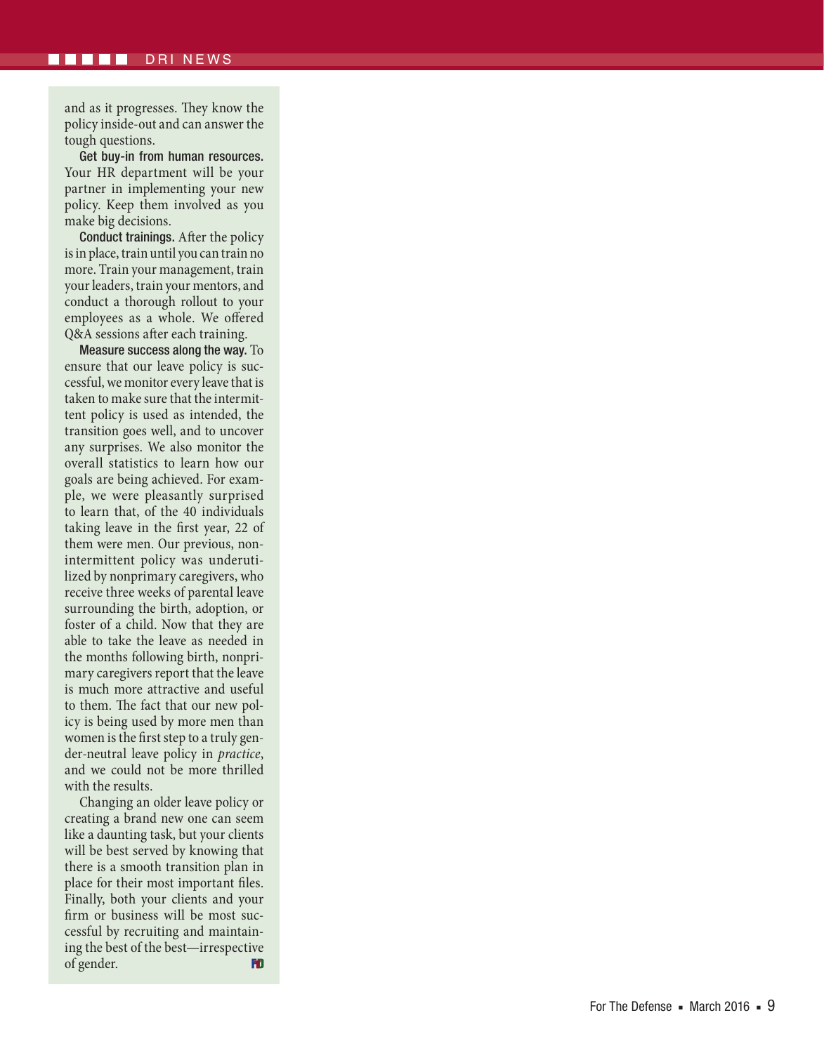and as it progresses. They know the policy inside-out and can answer the tough questions.

**Get buy-in from human resources.** Your HR department will be your partner in implementing your new policy. Keep them involved as you make big decisions.

**Conduct trainings.** After the policy is in place, train until you can train no more. Train your management, train your leaders, train your mentors, and conduct a thorough rollout to your employees as a whole. We offered Q&A sessions after each training.

**Measure success along the way.** To ensure that our leave policy is successful, we monitor every leave that is taken to make sure that the intermittent policy is used as intended, the transition goes well, and to uncover any surprises. We also monitor the overall statistics to learn how our goals are being achieved. For example, we were pleasantly surprised to learn that, of the 40 individuals taking leave in the first year, 22 of them were men. Our previous, non-intermittent policy was underutilized by nonprimary caregivers, who receive three weeks of parental leave surrounding the birth, adoption, or foster of a child. Now that they are able to take the leave as needed in the months following birth, nonprimary caregivers report that the leave is much more attractive and useful to them. The fact that our new policy is being used by more men than women is the first step to a truly gender-neutral leave policy in *practice*, and we could not be more thrilled with the results.

Changing an older leave policy or creating a brand new one can seem like a daunting task, but your clients will be best served by knowing that there is a smooth transition plan in place for their most important files. Finally, both your clients and your firm or business will be most successful by recruiting and maintaining the best of the best—irrespective of gender.